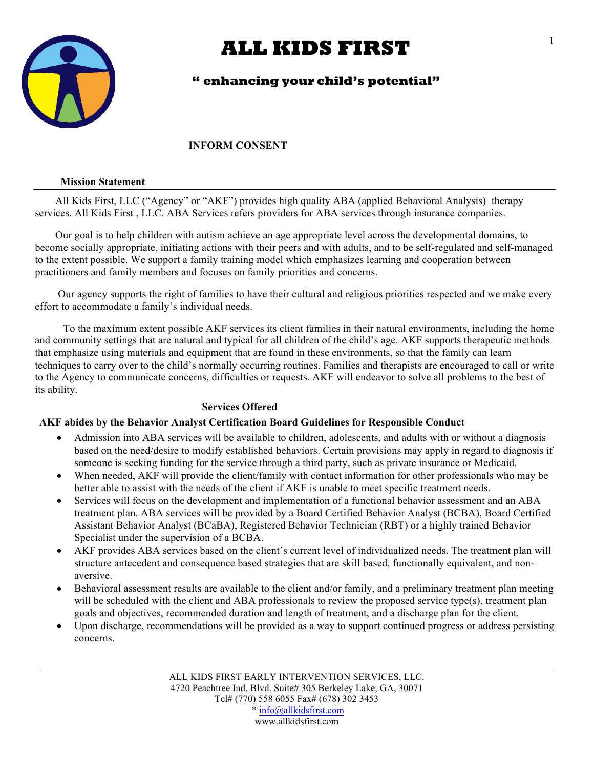# ALL KIDS FIRST

**" enhancing your child's potential"**

**INFORM CONSENT**

**Mission Statement**

All Kids First, LLC ("Agency" or "AKF") provides high quality ABA (applied Behavioral Analysis) therapy services. All Kids First , LLC. ABA Services refers providers for ABA services through insurance companies.

Our goal is to help children with autism achieve an age appropriate level across the developmental domains, to become socially appropriate, initiating actions with their peers and with adults, and to be self-regulated and self-managed to the extent possible. We support a family training model which emphasizes learning and cooperation between practitioners and family members and focuses on family priorities and concerns.

Our agency supports the right of families to have their cultural and religious priorities respected and we make every effort to accommodate a family's individual needs.

To the maximum extent possible AKF services its client families in their natural environments, including the home and community settings that are natural and typical for all children of the child's age. AKF supports therapeutic methods that emphasize using materials and equipment that are found in these environments, so that the family can learn techniques to carry over to the child's normally occurring routines. Families and therapists are encouraged to call or write to the Agency to communicate concerns, difficulties or requests. AKF will endeavor to solve all problems to the best of its ability.

**Services Offered**

**AKF abides by the Behavior Analyst Certification Board Guidelines for Responsible Conduct**

- Admission into ABA services will be available to children, adolescents, and adults with or without a diagnosis based on the need/desire to modify established behaviors. Certain provisions may apply in regard to diagnosis if someone is seeking funding for the service through a third party, such as private insurance or Medicaid.
- When needed, AKF will provide the client/family with contact information for other professionals who may be better able to assist with the needs of the client if AKF is unable to meet specific treatment needs.
- Services will focus on the development and implementation of a functional behavior assessment and an ABA treatment plan. ABA services will be provided by a Board Certified Behavior Analyst (BCBA), Board Certified Assistant Behavior Analyst (BCaBA), Registered Behavior Technician (RBT) or a highly trained Behavior Specialist under the supervision of a BCBA.
- AKF provides ABA services based on the client's current level of individualized needs. The treatment plan will structure antecedent and consequence based strategies that are skill based, functionally equivalent, and non-aversive.
- Behavioral assessment results are available to the client and/or family, and a preliminary treatment plan meeting will be scheduled with the client and ABA professionals to review the proposed service type(s), treatment plan goals and objectives, recommended duration and length of treatment, and a discharge plan for the client.
- Upon discharge, recommendations will be provided as a way to support continued progress or address persisting concerns.

ALL KIDS FIRST EARLY INTERVENTION SERVICES, LLC.
4720 Peachtree Ind. Blvd. Suite# 305 Berkeley Lake, GA, 30071
Tel# (770) 558 6055 Fax# (678) 302 3453
* info@allkidsfirst.com
www.allkidsfirst.com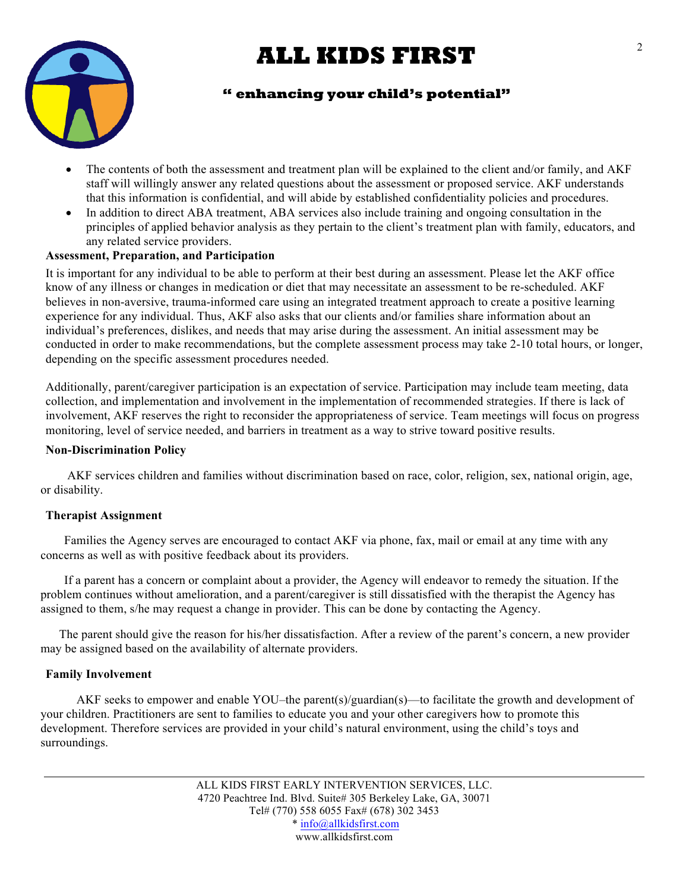- The contents of both the assessment and treatment plan will be explained to the client and/or family, and AKF staff will willingly answer any related questions about the assessment or proposed service. AKF understands that this information is confidential, and will abide by established confidentiality policies and procedures.
- In addition to direct ABA treatment, ABA services also include training and ongoing consultation in the principles of applied behavior analysis as they pertain to the client's treatment plan with family, educators, and any related service providers.

**Assessment, Preparation, and Participation**

It is important for any individual to be able to perform at their best during an assessment. Please let the AKF office know of any illness or changes in medication or diet that may necessitate an assessment to be re-scheduled. AKF believes in non-aversive, trauma-informed care using an integrated treatment approach to create a positive learning experience for any individual. Thus, AKF also asks that our clients and/or families share information about an individual's preferences, dislikes, and needs that may arise during the assessment. An initial assessment may be conducted in order to make recommendations, but the complete assessment process may take 2-10 total hours, or longer, depending on the specific assessment procedures needed.

Additionally, parent/caregiver participation is an expectation of service. Participation may include team meeting, data collection, and implementation and involvement in the implementation of recommended strategies. If there is lack of involvement, AKF reserves the right to reconsider the appropriateness of service. Team meetings will focus on progress monitoring, level of service needed, and barriers in treatment as a way to strive toward positive results.

**Non-Discrimination Policy**

AKF services children and families without discrimination based on race, color, religion, sex, national origin, age, or disability.

**Therapist Assignment**

Families the Agency serves are encouraged to contact AKF via phone, fax, mail or email at any time with any concerns as well as with positive feedback about its providers.

If a parent has a concern or complaint about a provider, the Agency will endeavor to remedy the situation. If the problem continues without amelioration, and a parent/caregiver is still dissatisfied with the therapist the Agency has assigned to them, s/he may request a change in provider. This can be done by contacting the Agency.

The parent should give the reason for his/her dissatisfaction. After a review of the parent's concern, a new provider may be assigned based on the availability of alternate providers.

**Family Involvement**

AKF seeks to empower and enable YOU–the parent(s)/guardian(s)—to facilitate the growth and development of your children. Practitioners are sent to families to educate you and your other caregivers how to promote this development. Therefore services are provided in your child's natural environment, using the child's toys and surroundings.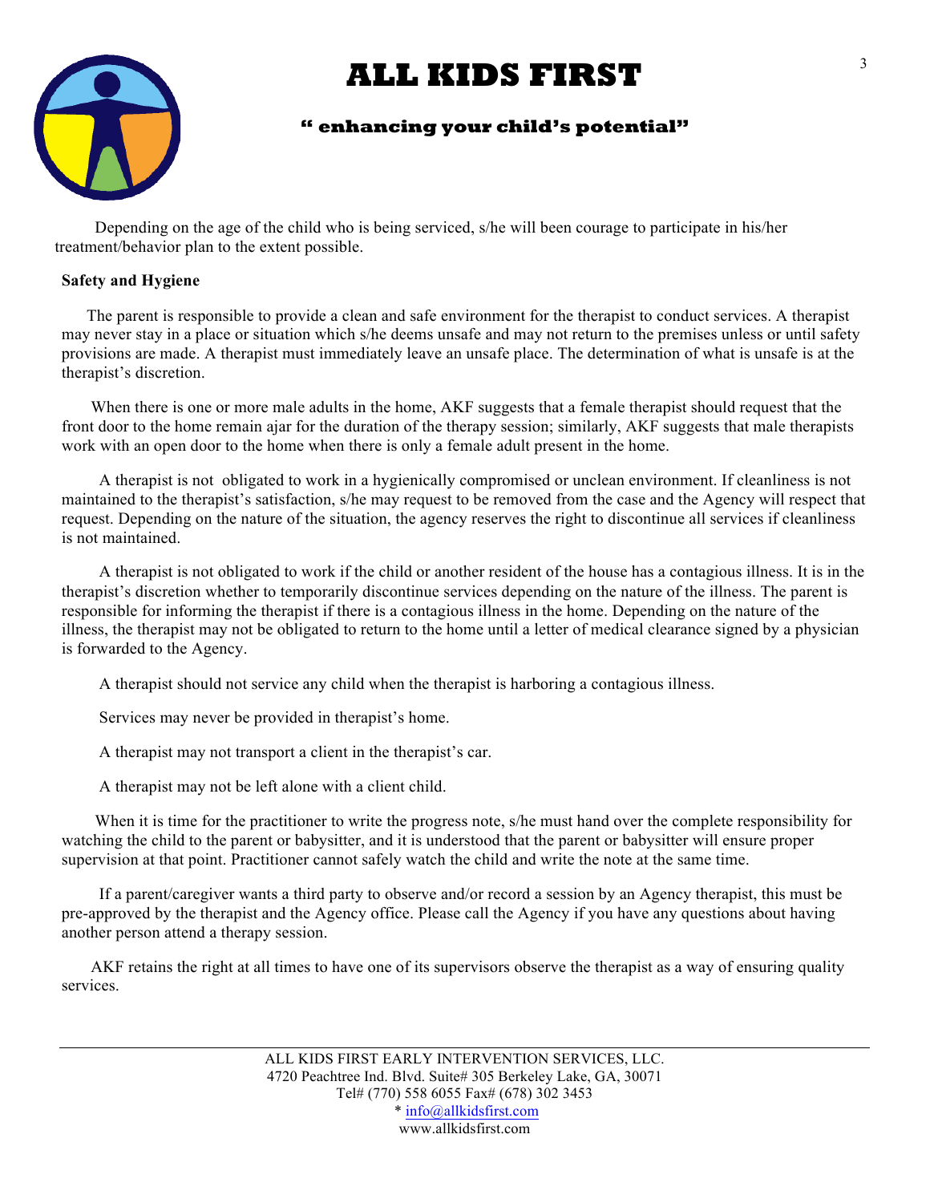# ALL KIDS FIRST

**" enhancing your child's potential"**

Depending on the age of the child who is being serviced, s/he will been courage to participate in his/her treatment/behavior plan to the extent possible.

**Safety and Hygiene**

The parent is responsible to provide a clean and safe environment for the therapist to conduct services. A therapist may never stay in a place or situation which s/he deems unsafe and may not return to the premises unless or until safety provisions are made. A therapist must immediately leave an unsafe place. The determination of what is unsafe is at the therapist's discretion.

When there is one or more male adults in the home, AKF suggests that a female therapist should request that the front door to the home remain ajar for the duration of the therapy session; similarly, AKF suggests that male therapists work with an open door to the home when there is only a female adult present in the home.

A therapist is not obligated to work in a hygienically compromised or unclean environment. If cleanliness is not maintained to the therapist's satisfaction, s/he may request to be removed from the case and the Agency will respect that request. Depending on the nature of the situation, the agency reserves the right to discontinue all services if cleanliness is not maintained.

A therapist is not obligated to work if the child or another resident of the house has a contagious illness. It is in the therapist's discretion whether to temporarily discontinue services depending on the nature of the illness. The parent is responsible for informing the therapist if there is a contagious illness in the home. Depending on the nature of the illness, the therapist may not be obligated to return to the home until a letter of medical clearance signed by a physician is forwarded to the Agency.

A therapist should not service any child when the therapist is harboring a contagious illness.

Services may never be provided in therapist's home.

A therapist may not transport a client in the therapist's car.

A therapist may not be left alone with a client child.

When it is time for the practitioner to write the progress note, s/he must hand over the complete responsibility for watching the child to the parent or babysitter, and it is understood that the parent or babysitter will ensure proper supervision at that point. Practitioner cannot safely watch the child and write the note at the same time.

If a parent/caregiver wants a third party to observe and/or record a session by an Agency therapist, this must be pre-approved by the therapist and the Agency office. Please call the Agency if you have any questions about having another person attend a therapy session.

AKF retains the right at all times to have one of its supervisors observe the therapist as a way of ensuring quality services.

ALL KIDS FIRST EARLY INTERVENTION SERVICES, LLC.
4720 Peachtree Ind. Blvd. Suite# 305 Berkeley Lake, GA, 30071
Tel# (770) 558 6055 Fax# (678) 302 3453
* info@allkidsfirst.com
www.allkidsfirst.com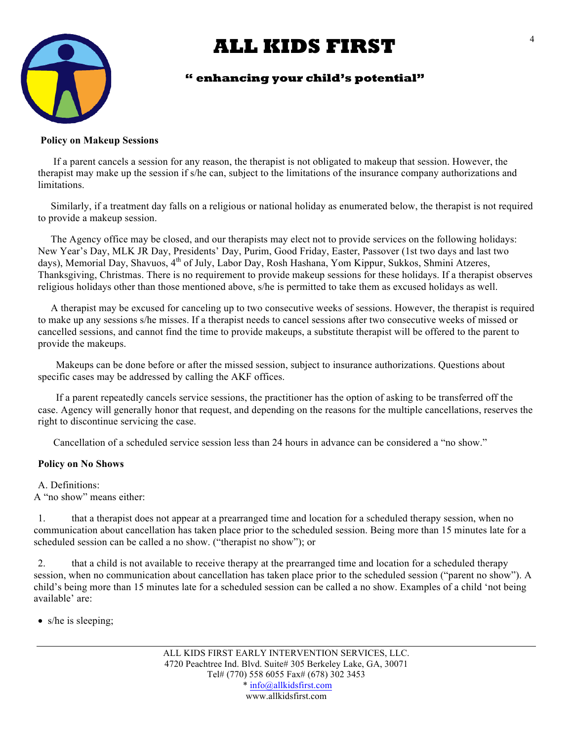# ALL KIDS FIRST

**" enhancing your child's potential"**

**Policy on Makeup Sessions**

If a parent cancels a session for any reason, the therapist is not obligated to makeup that session. However, the therapist may make up the session if s/he can, subject to the limitations of the insurance company authorizations and limitations.

Similarly, if a treatment day falls on a religious or national holiday as enumerated below, the therapist is not required to provide a makeup session.

The Agency office may be closed, and our therapists may elect not to provide services on the following holidays: New Year's Day, MLK JR Day, Presidents' Day, Purim, Good Friday, Easter, Passover (1st two days and last two days), Memorial Day, Shavuos, 4th of July, Labor Day, Rosh Hashana, Yom Kippur, Sukkos, Shmini Atzeres, Thanksgiving, Christmas. There is no requirement to provide makeup sessions for these holidays. If a therapist observes religious holidays other than those mentioned above, s/he is permitted to take them as excused holidays as well.

A therapist may be excused for canceling up to two consecutive weeks of sessions. However, the therapist is required to make up any sessions s/he misses. If a therapist needs to cancel sessions after two consecutive weeks of missed or cancelled sessions, and cannot find the time to provide makeups, a substitute therapist will be offered to the parent to provide the makeups.

Makeups can be done before or after the missed session, subject to insurance authorizations. Questions about specific cases may be addressed by calling the AKF offices.

If a parent repeatedly cancels service sessions, the practitioner has the option of asking to be transferred off the case. Agency will generally honor that request, and depending on the reasons for the multiple cancellations, reserves the right to discontinue servicing the case.

Cancellation of a scheduled service session less than 24 hours in advance can be considered a "no show."

**Policy on No Shows**

A. Definitions:
A "no show" means either:

1. that a therapist does not appear at a prearranged time and location for a scheduled therapy session, when no communication about cancellation has taken place prior to the scheduled session. Being more than 15 minutes late for a scheduled session can be called a no show. ("therapist no show"); or

2. that a child is not available to receive therapy at the prearranged time and location for a scheduled therapy session, when no communication about cancellation has taken place prior to the scheduled session ("parent no show"). A child's being more than 15 minutes late for a scheduled session can be called a no show. Examples of a child 'not being available' are:

- s/he is sleeping;

ALL KIDS FIRST EARLY INTERVENTION SERVICES, LLC.
4720 Peachtree Ind. Blvd. Suite# 305 Berkeley Lake, GA, 30071
Tel# (770) 558 6055 Fax# (678) 302 3453
* info@allkidsfirst.com
www.allkidsfirst.com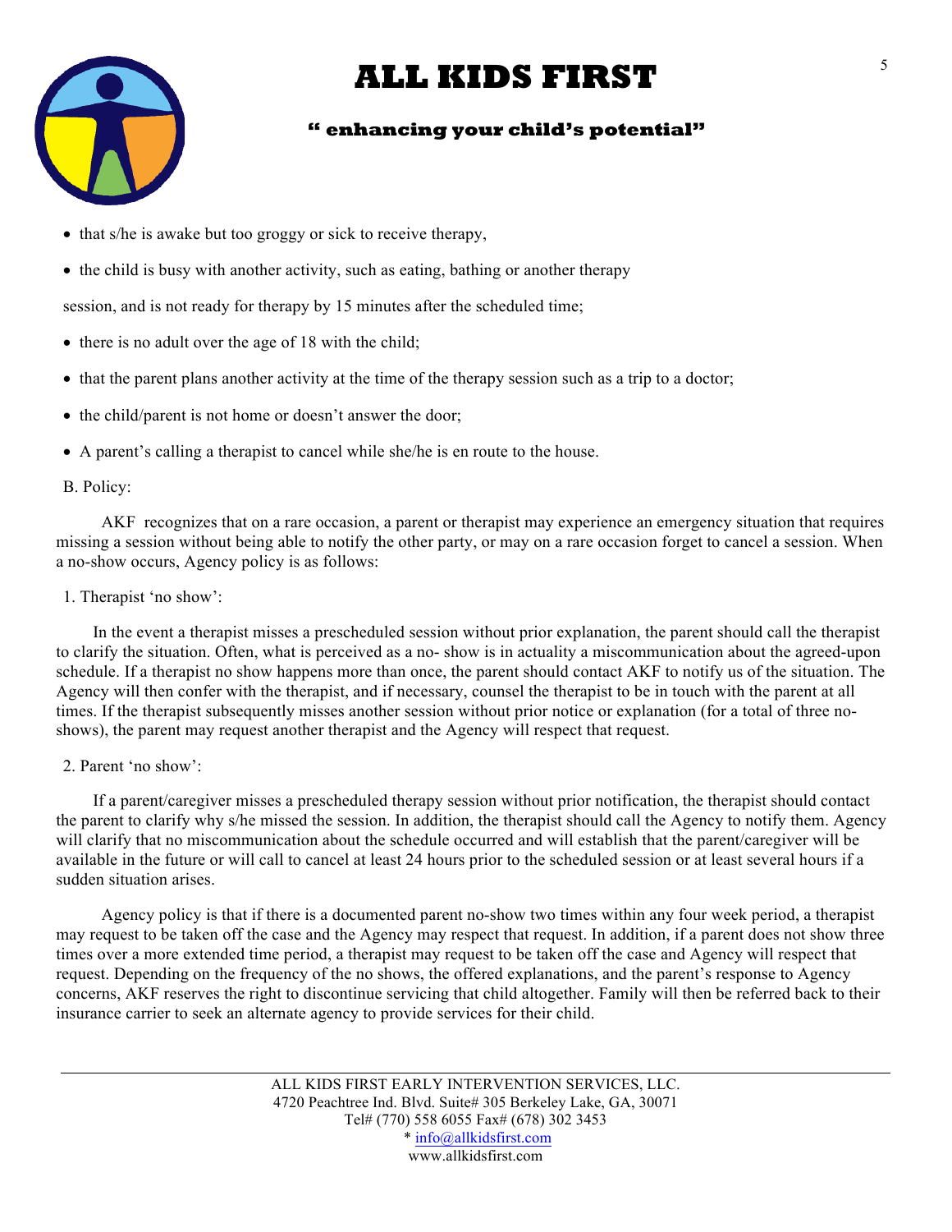- that s/he is awake but too groggy or sick to receive therapy,
- the child is busy with another activity, such as eating, bathing or another therapy

session, and is not ready for therapy by 15 minutes after the scheduled time;

- there is no adult over the age of 18 with the child;
- that the parent plans another activity at the time of the therapy session such as a trip to a doctor;
- the child/parent is not home or doesn't answer the door;
- A parent's calling a therapist to cancel while she/he is en route to the house.

B. Policy:

AKF recognizes that on a rare occasion, a parent or therapist may experience an emergency situation that requires missing a session without being able to notify the other party, or may on a rare occasion forget to cancel a session. When a no-show occurs, Agency policy is as follows:

1. Therapist 'no show':

In the event a therapist misses a prescheduled session without prior explanation, the parent should call the therapist to clarify the situation. Often, what is perceived as a no- show is in actuality a miscommunication about the agreed-upon schedule. If a therapist no show happens more than once, the parent should contact AKF to notify us of the situation. The Agency will then confer with the therapist, and if necessary, counsel the therapist to be in touch with the parent at all times. If the therapist subsequently misses another session without prior notice or explanation (for a total of three no-shows), the parent may request another therapist and the Agency will respect that request.

2. Parent 'no show':

If a parent/caregiver misses a prescheduled therapy session without prior notification, the therapist should contact the parent to clarify why s/he missed the session. In addition, the therapist should call the Agency to notify them. Agency will clarify that no miscommunication about the schedule occurred and will establish that the parent/caregiver will be available in the future or will call to cancel at least 24 hours prior to the scheduled session or at least several hours if a sudden situation arises.

Agency policy is that if there is a documented parent no-show two times within any four week period, a therapist may request to be taken off the case and the Agency may respect that request. In addition, if a parent does not show three times over a more extended time period, a therapist may request to be taken off the case and Agency will respect that request. Depending on the frequency of the no shows, the offered explanations, and the parent's response to Agency concerns, AKF reserves the right to discontinue servicing that child altogether. Family will then be referred back to their insurance carrier to seek an alternate agency to provide services for their child.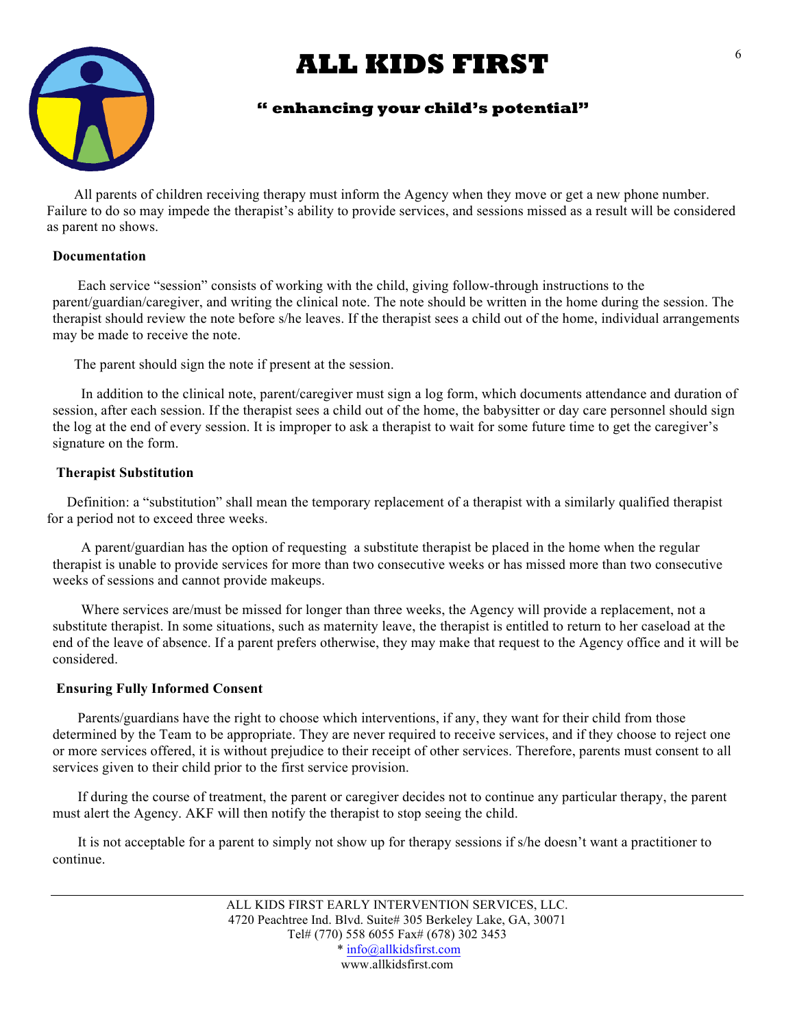All parents of children receiving therapy must inform the Agency when they move or get a new phone number. Failure to do so may impede the therapist's ability to provide services, and sessions missed as a result will be considered as parent no shows.

**Documentation**

Each service "session" consists of working with the child, giving follow-through instructions to the parent/guardian/caregiver, and writing the clinical note. The note should be written in the home during the session. The therapist should review the note before s/he leaves. If the therapist sees a child out of the home, individual arrangements may be made to receive the note.

The parent should sign the note if present at the session.

In addition to the clinical note, parent/caregiver must sign a log form, which documents attendance and duration of session, after each session. If the therapist sees a child out of the home, the babysitter or day care personnel should sign the log at the end of every session. It is improper to ask a therapist to wait for some future time to get the caregiver's signature on the form.

**Therapist Substitution**

Definition: a "substitution" shall mean the temporary replacement of a therapist with a similarly qualified therapist for a period not to exceed three weeks.

A parent/guardian has the option of requesting a substitute therapist be placed in the home when the regular therapist is unable to provide services for more than two consecutive weeks or has missed more than two consecutive weeks of sessions and cannot provide makeups.

Where services are/must be missed for longer than three weeks, the Agency will provide a replacement, not a substitute therapist. In some situations, such as maternity leave, the therapist is entitled to return to her caseload at the end of the leave of absence. If a parent prefers otherwise, they may make that request to the Agency office and it will be considered.

**Ensuring Fully Informed Consent**

Parents/guardians have the right to choose which interventions, if any, they want for their child from those determined by the Team to be appropriate. They are never required to receive services, and if they choose to reject one or more services offered, it is without prejudice to their receipt of other services. Therefore, parents must consent to all services given to their child prior to the first service provision.

If during the course of treatment, the parent or caregiver decides not to continue any particular therapy, the parent must alert the Agency. AKF will then notify the therapist to stop seeing the child.

It is not acceptable for a parent to simply not show up for therapy sessions if s/he doesn't want a practitioner to continue.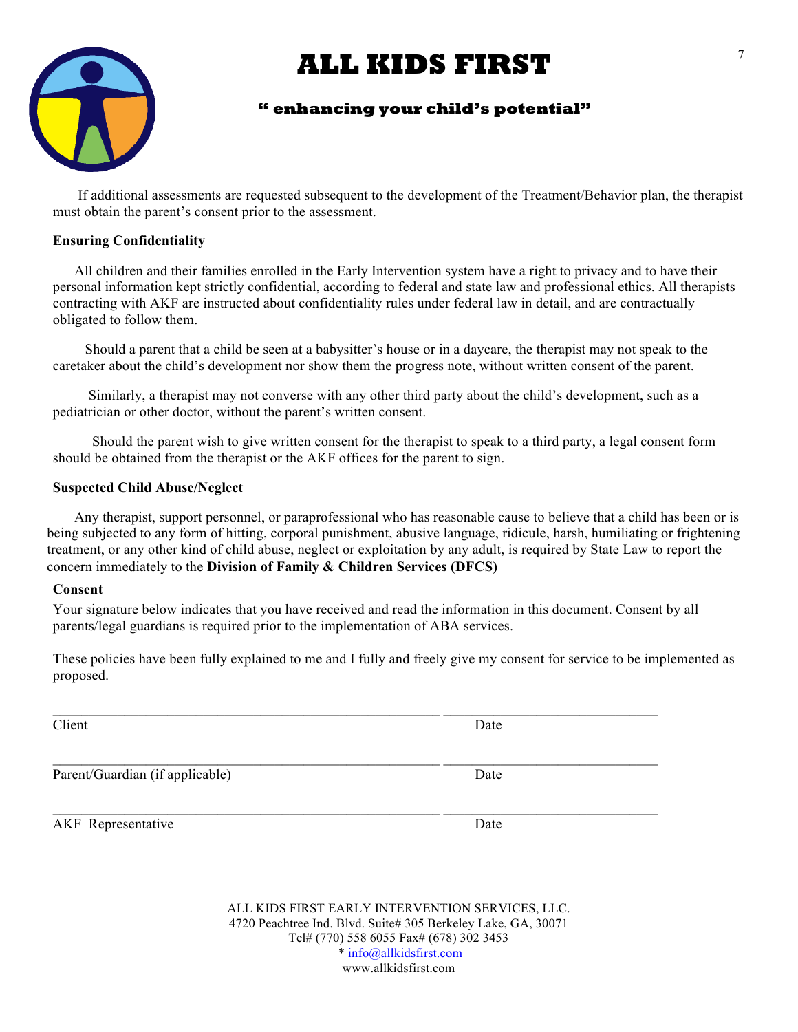# ALL KIDS FIRST

**" enhancing your child's potential"**

If additional assessments are requested subsequent to the development of the Treatment/Behavior plan, the therapist must obtain the parent's consent prior to the assessment.

**Ensuring Confidentiality**

All children and their families enrolled in the Early Intervention system have a right to privacy and to have their personal information kept strictly confidential, according to federal and state law and professional ethics. All therapists contracting with AKF are instructed about confidentiality rules under federal law in detail, and are contractually obligated to follow them.

Should a parent that a child be seen at a babysitter's house or in a daycare, the therapist may not speak to the caretaker about the child's development nor show them the progress note, without written consent of the parent.

Similarly, a therapist may not converse with any other third party about the child's development, such as a pediatrician or other doctor, without the parent's written consent.

Should the parent wish to give written consent for the therapist to speak to a third party, a legal consent form should be obtained from the therapist or the AKF offices for the parent to sign.

**Suspected Child Abuse/Neglect**

Any therapist, support personnel, or paraprofessional who has reasonable cause to believe that a child has been or is being subjected to any form of hitting, corporal punishment, abusive language, ridicule, harsh, humiliating or frightening treatment, or any other kind of child abuse, neglect or exploitation by any adult, is required by State Law to report the concern immediately to the **Division of Family & Children Services (DFCS)**

**Consent**

Your signature below indicates that you have received and read the information in this document. Consent by all parents/legal guardians is required prior to the implementation of ABA services.

These policies have been fully explained to me and I fully and freely give my consent for service to be implemented as proposed.

\_\_\_\_\_\_\_\_\_\_\_\_\_\_\_\_\_\_\_\_\_\_\_\_\_\_\_\_\_\_\_\_\_\_\_\_\_\_\_\_ \_\_\_\_\_\_\_\_\_\_\_\_\_\_\_\_\_\_\_\_\_\_\_\_
Client Date

\_\_\_\_\_\_\_\_\_\_\_\_\_\_\_\_\_\_\_\_\_\_\_\_\_\_\_\_\_\_\_\_\_\_\_\_\_\_\_\_ \_\_\_\_\_\_\_\_\_\_\_\_\_\_\_\_\_\_\_\_\_\_\_\_
Parent/Guardian (if applicable) Date

\_\_\_\_\_\_\_\_\_\_\_\_\_\_\_\_\_\_\_\_\_\_\_\_\_\_\_\_\_\_\_\_\_\_\_\_\_\_\_\_ \_\_\_\_\_\_\_\_\_\_\_\_\_\_\_\_\_\_\_\_\_\_\_\_
AKF Representative Date

ALL KIDS FIRST EARLY INTERVENTION SERVICES, LLC.
4720 Peachtree Ind. Blvd. Suite# 305 Berkeley Lake, GA, 30071
Tel# (770) 558 6055 Fax# (678) 302 3453
* info@allkidsfirst.com
www.allkidsfirst.com